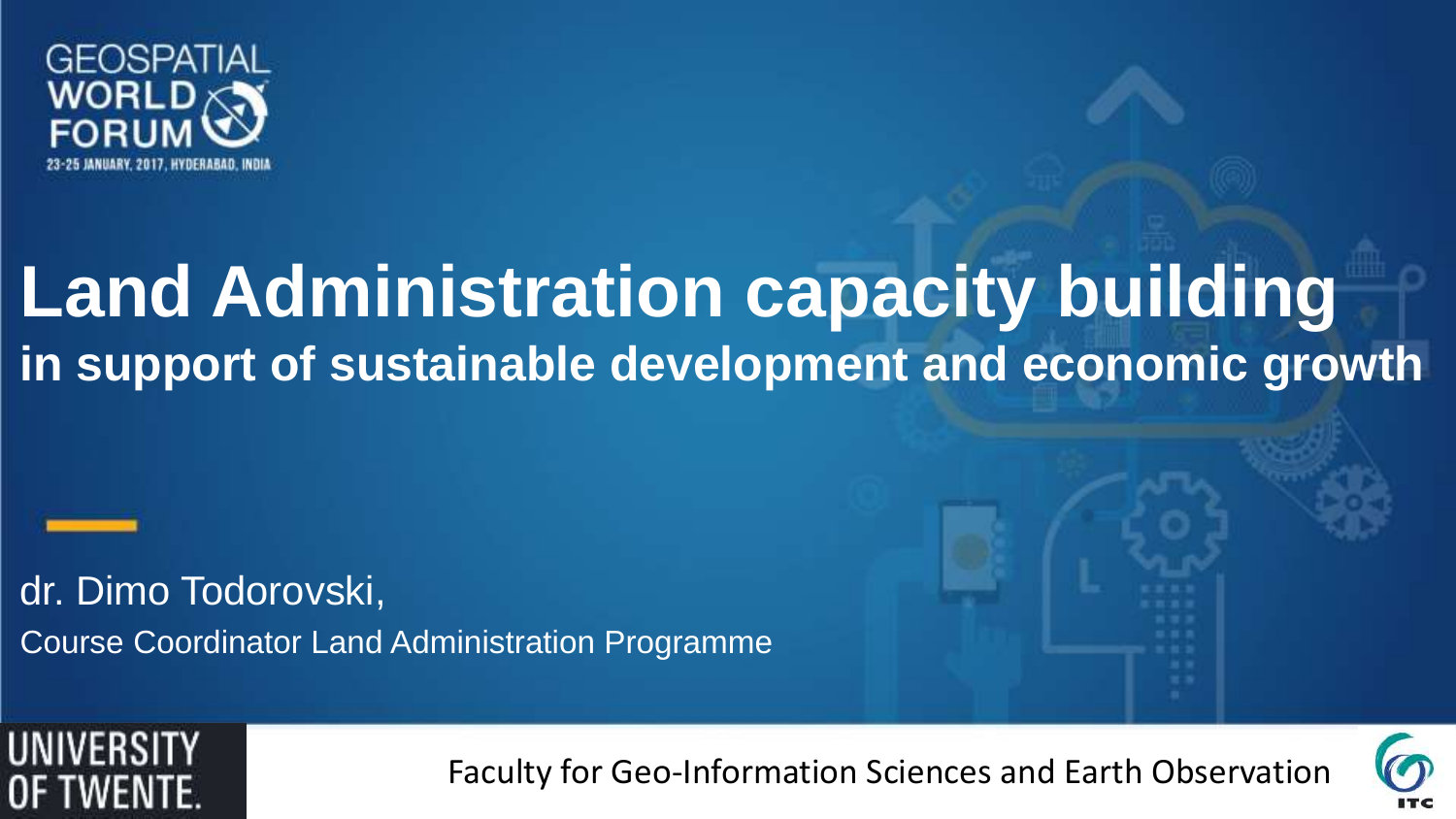GEOSPATIAL WORLD FORUM
23-25 JANUARY, 2017, HYDERABAD, INDIA

# Land Administration capacity building

## in support of sustainable development and economic growth

dr. Dimo Todorovski,

Course Coordinator Land Administration Programme

UNIVERSITY OF TWENTE.

Faculty for Geo-Information Sciences and Earth Observation

ITC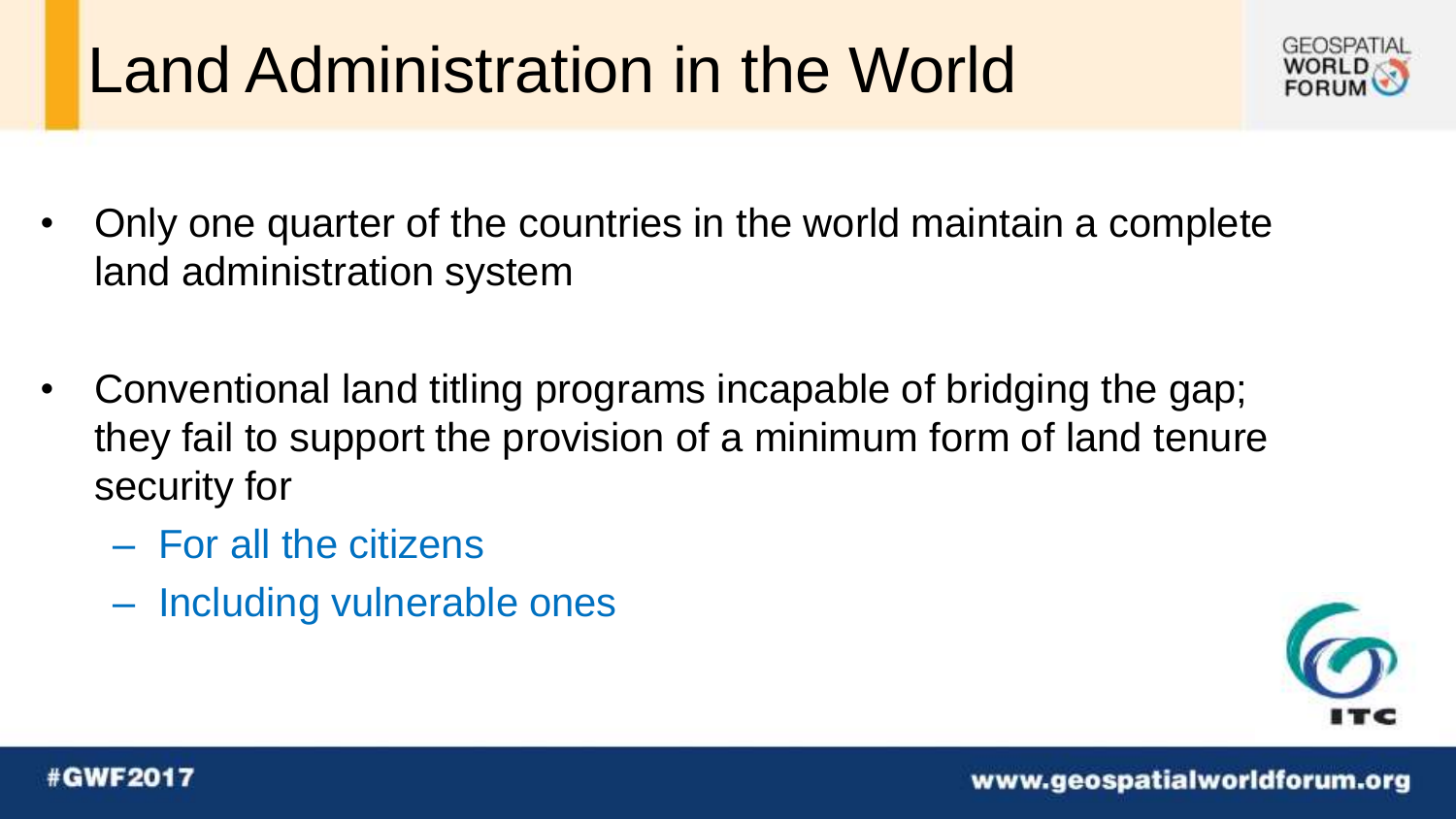# Land Administration in the World

- Only one quarter of the countries in the world maintain a complete land administration system
- Conventional land titling programs incapable of bridging the gap; they fail to support the provision of a minimum form of land tenure security for
  - For all the citizens
  - Including vulnerable ones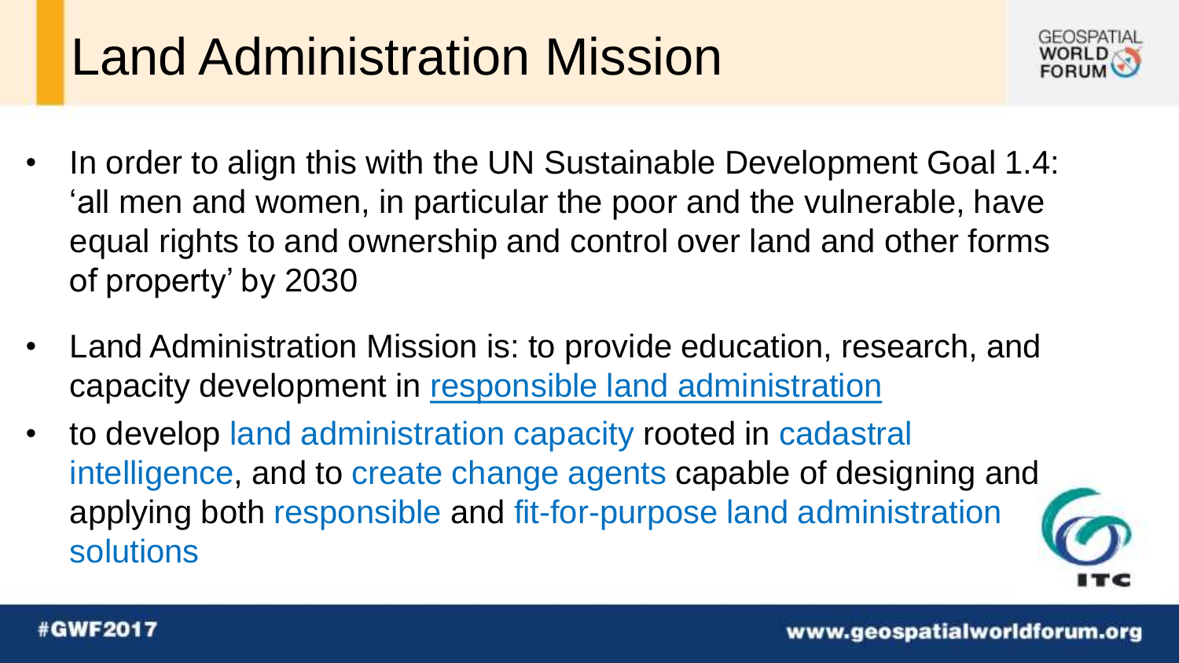# Land Administration Mission

- In order to align this with the UN Sustainable Development Goal 1.4: 'all men and women, in particular the poor and the vulnerable, have equal rights to and ownership and control over land and other forms of property' by 2030
- Land Administration Mission is: to provide education, research, and capacity development in responsible land administration
- to develop land administration capacity rooted in cadastral intelligence, and to create change agents capable of designing and applying both responsible and fit-for-purpose land administration solutions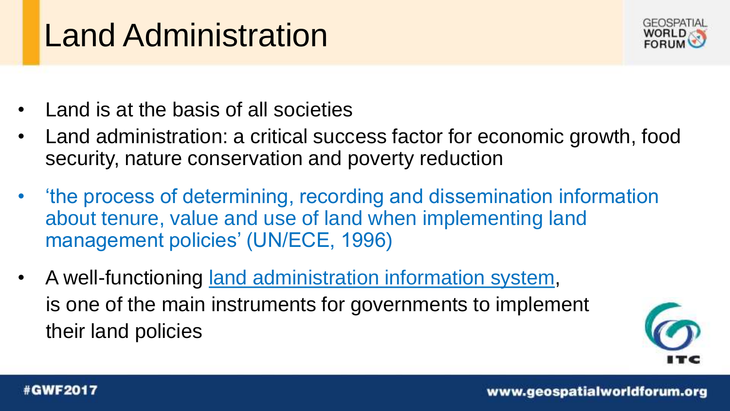# Land Administration

- Land is at the basis of all societies
- Land administration: a critical success factor for economic growth, food security, nature conservation and poverty reduction
- 'the process of determining, recording and dissemination information about tenure, value and use of land when implementing land management policies' (UN/ECE, 1996)
- A well-functioning land administration information system, is one of the main instruments for governments to implement their land policies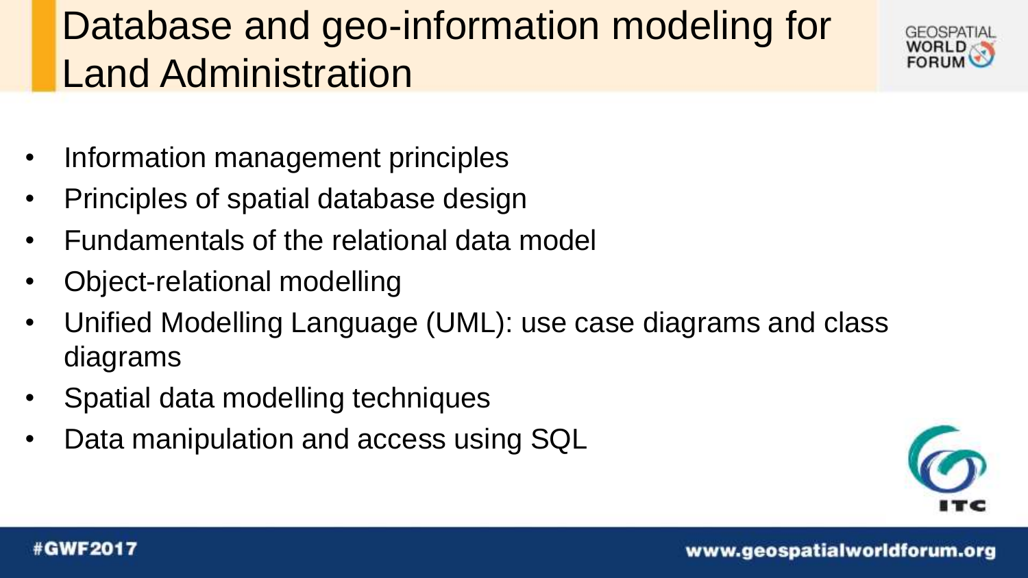# Database and geo-information modeling for Land Administration

- Information management principles
- Principles of spatial database design
- Fundamentals of the relational data model
- Object-relational modelling
- Unified Modelling Language (UML): use case diagrams and class diagrams
- Spatial data modelling techniques
- Data manipulation and access using SQL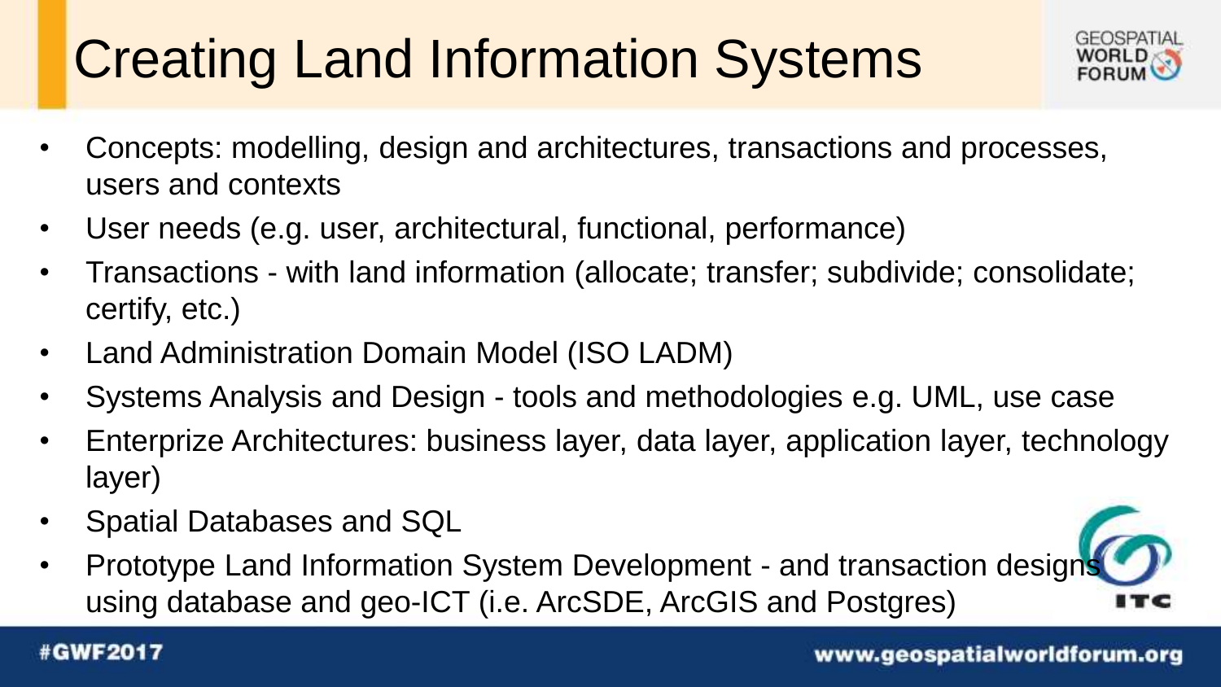# Creating Land Information Systems

- Concepts: modelling, design and architectures, transactions and processes, users and contexts
- User needs (e.g. user, architectural, functional, performance)
- Transactions - with land information (allocate; transfer; subdivide; consolidate; certify, etc.)
- Land Administration Domain Model (ISO LADM)
- Systems Analysis and Design - tools and methodologies e.g. UML, use case
- Enterprize Architectures: business layer, data layer, application layer, technology layer)
- Spatial Databases and SQL
- Prototype Land Information System Development - and transaction designs using database and geo-ICT (i.e. ArcSDE, ArcGIS and Postgres)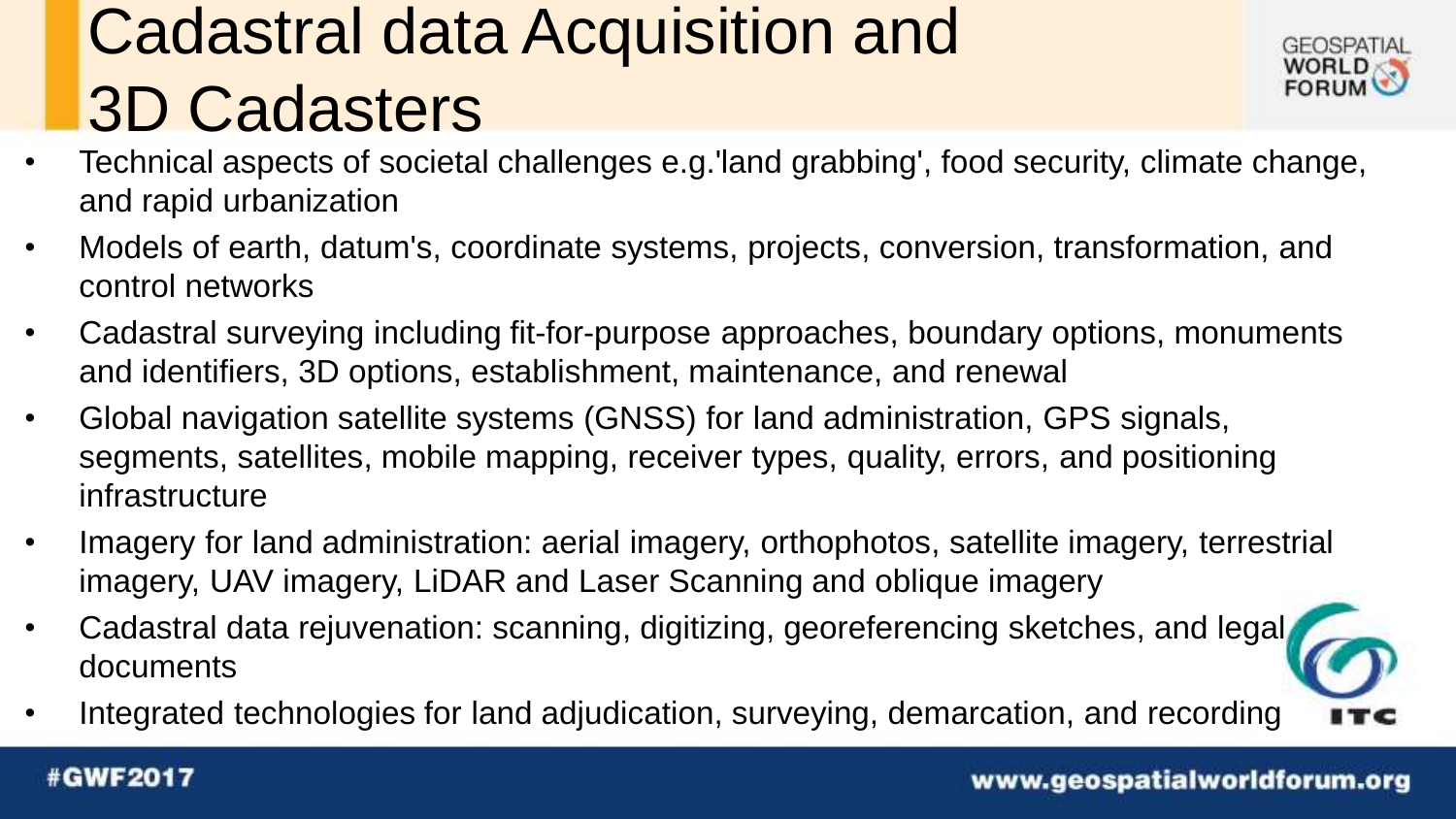# Cadastral data Acquisition and 3D Cadasters

- Technical aspects of societal challenges e.g.'land grabbing', food security, climate change, and rapid urbanization
- Models of earth, datum's, coordinate systems, projects, conversion, transformation, and control networks
- Cadastral surveying including fit-for-purpose approaches, boundary options, monuments and identifiers, 3D options, establishment, maintenance, and renewal
- Global navigation satellite systems (GNSS) for land administration, GPS signals, segments, satellites, mobile mapping, receiver types, quality, errors, and positioning infrastructure
- Imagery for land administration: aerial imagery, orthophotos, satellite imagery, terrestrial imagery, UAV imagery, LiDAR and Laser Scanning and oblique imagery
- Cadastral data rejuvenation: scanning, digitizing, georeferencing sketches, and legal documents
- Integrated technologies for land adjudication, surveying, demarcation, and recording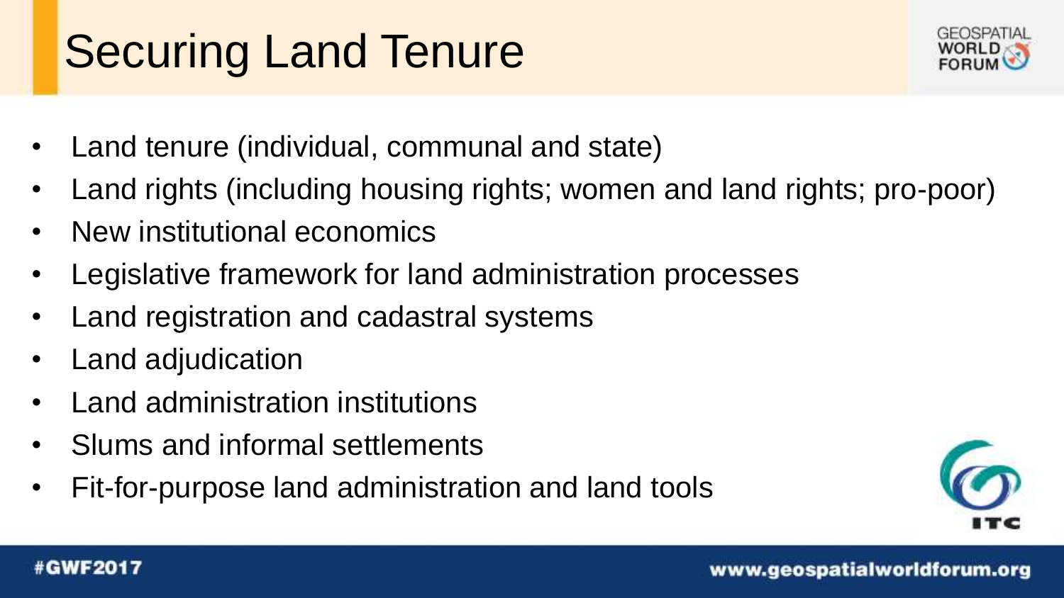# Securing Land Tenure

- Land tenure (individual, communal and state)
- Land rights (including housing rights; women and land rights; pro-poor)
- New institutional economics
- Legislative framework for land administration processes
- Land registration and cadastral systems
- Land adjudication
- Land administration institutions
- Slums and informal settlements
- Fit-for-purpose land administration and land tools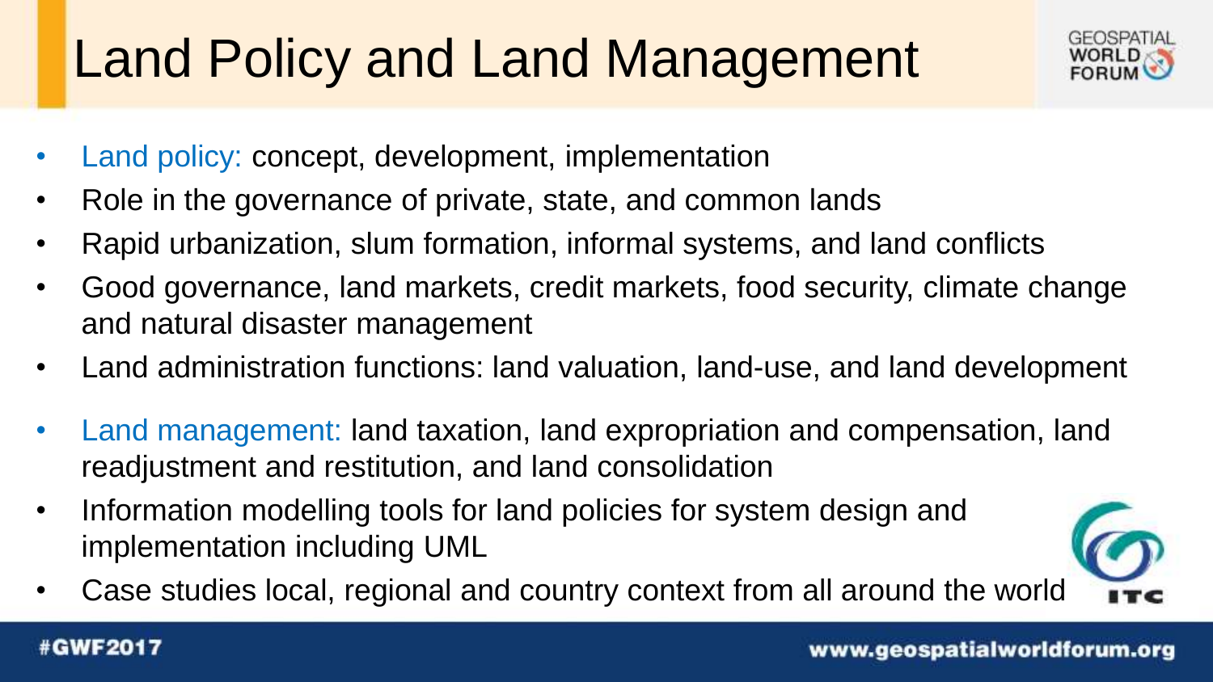# Land Policy and Land Management

- Land policy: concept, development, implementation
- Role in the governance of private, state, and common lands
- Rapid urbanization, slum formation, informal systems, and land conflicts
- Good governance, land markets, credit markets, food security, climate change and natural disaster management
- Land administration functions: land valuation, land-use, and land development
- Land management: land taxation, land expropriation and compensation, land readjustment and restitution, and land consolidation
- Information modelling tools for land policies for system design and implementation including UML
- Case studies local, regional and country context from all around the world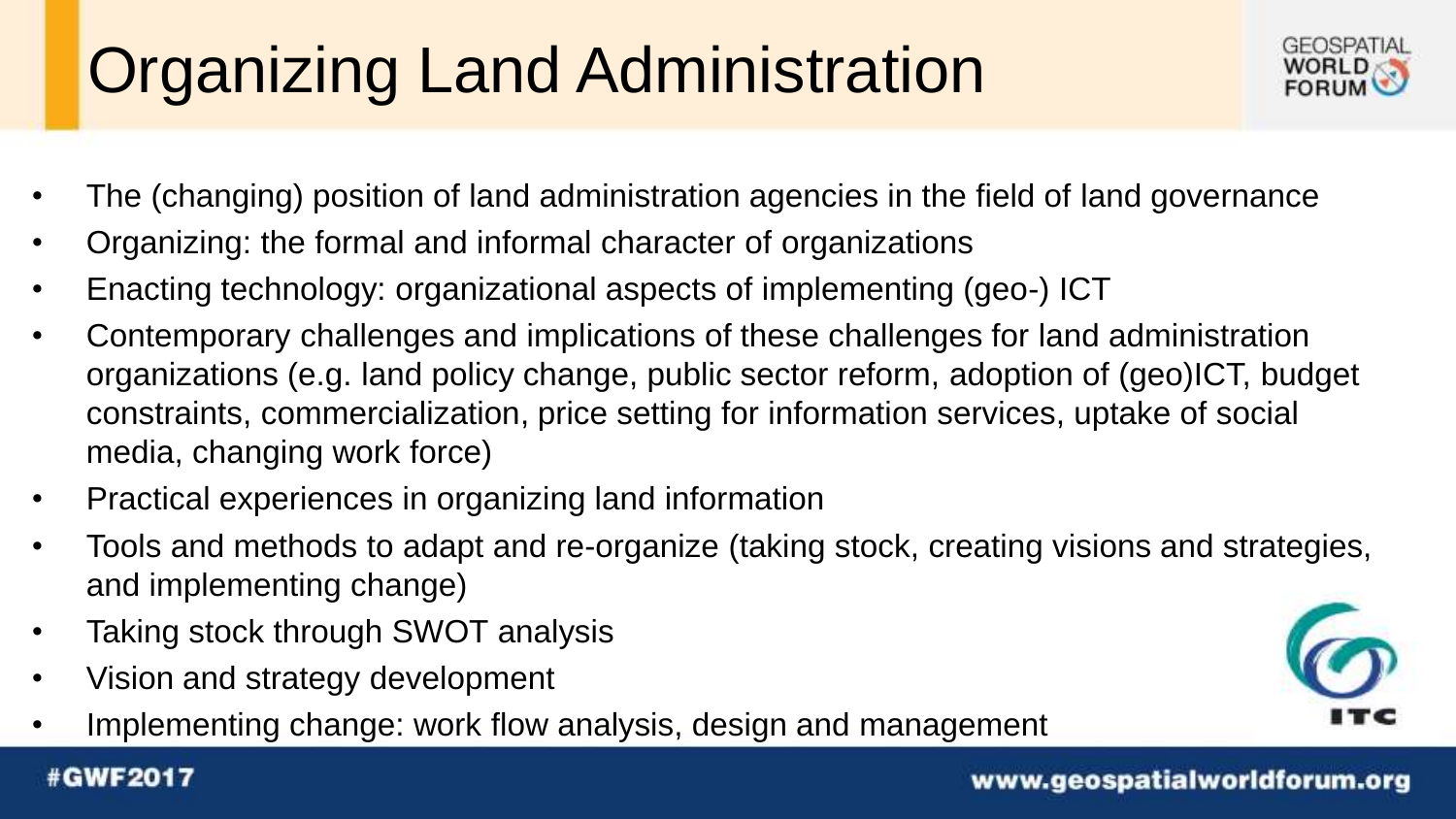# Organizing Land Administration

- The (changing) position of land administration agencies in the field of land governance
- Organizing: the formal and informal character of organizations
- Enacting technology: organizational aspects of implementing (geo-) ICT
- Contemporary challenges and implications of these challenges for land administration organizations (e.g. land policy change, public sector reform, adoption of (geo)ICT, budget constraints, commercialization, price setting for information services, uptake of social media, changing work force)
- Practical experiences in organizing land information
- Tools and methods to adapt and re-organize (taking stock, creating visions and strategies, and implementing change)
- Taking stock through SWOT analysis
- Vision and strategy development
- Implementing change: work flow analysis, design and management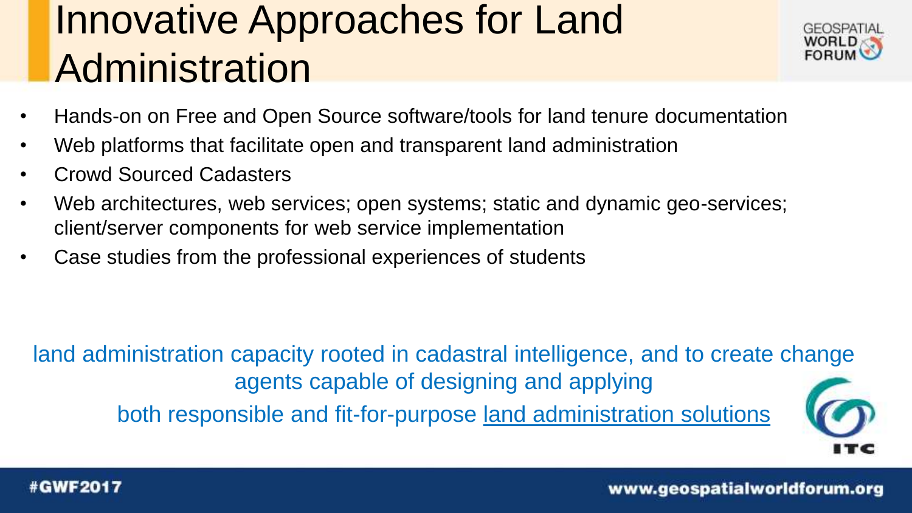# Innovative Approaches for Land Administration

- Hands-on on Free and Open Source software/tools for land tenure documentation
- Web platforms that facilitate open and transparent land administration
- Crowd Sourced Cadasters
- Web architectures, web services; open systems; static and dynamic geo-services; client/server components for web service implementation
- Case studies from the professional experiences of students

land administration capacity rooted in cadastral intelligence, and to create change agents capable of designing and applying both responsible and fit-for-purpose land administration solutions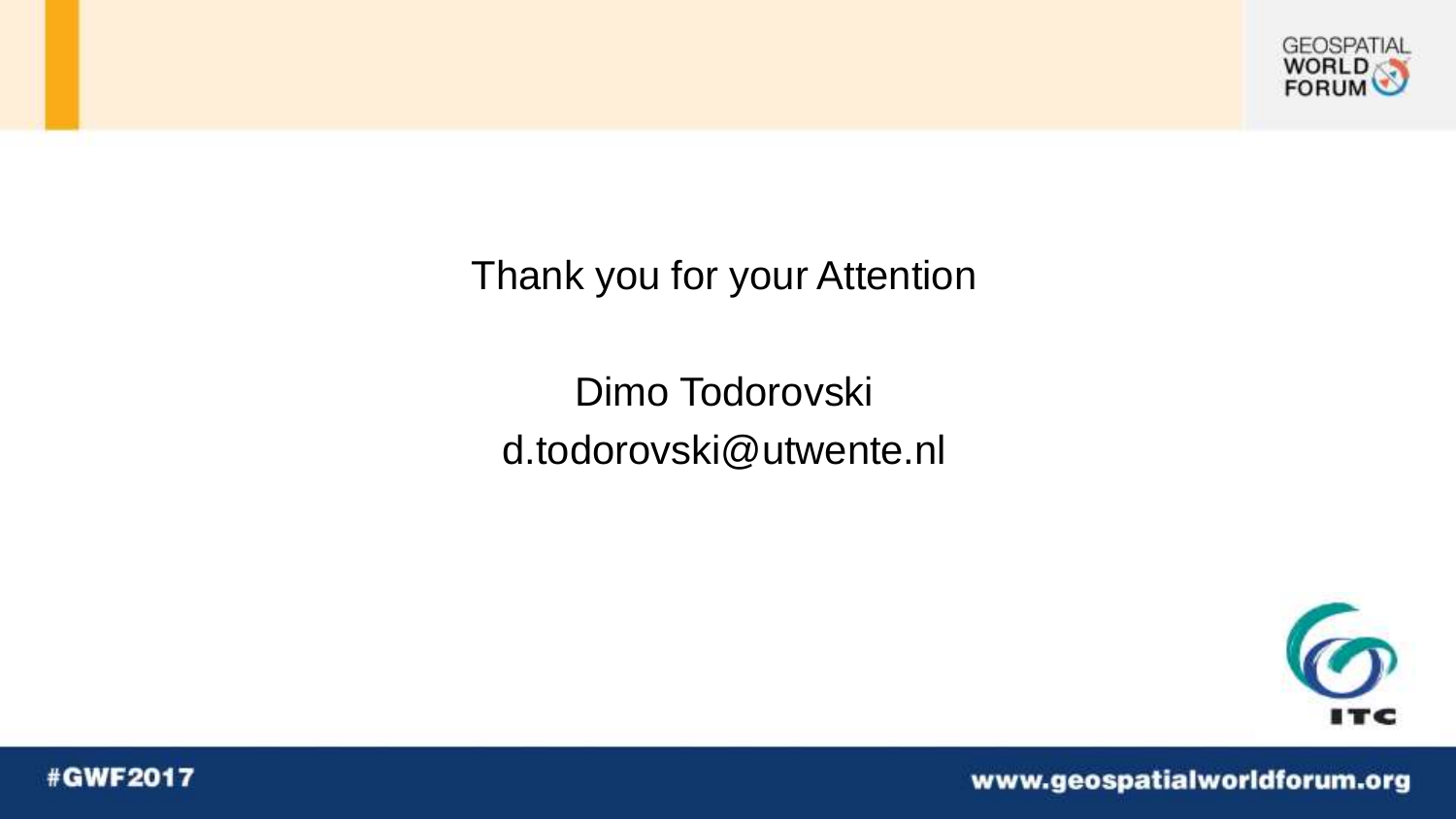Thank you for your Attention

Dimo Todorovski
d.todorovski@utwente.nl